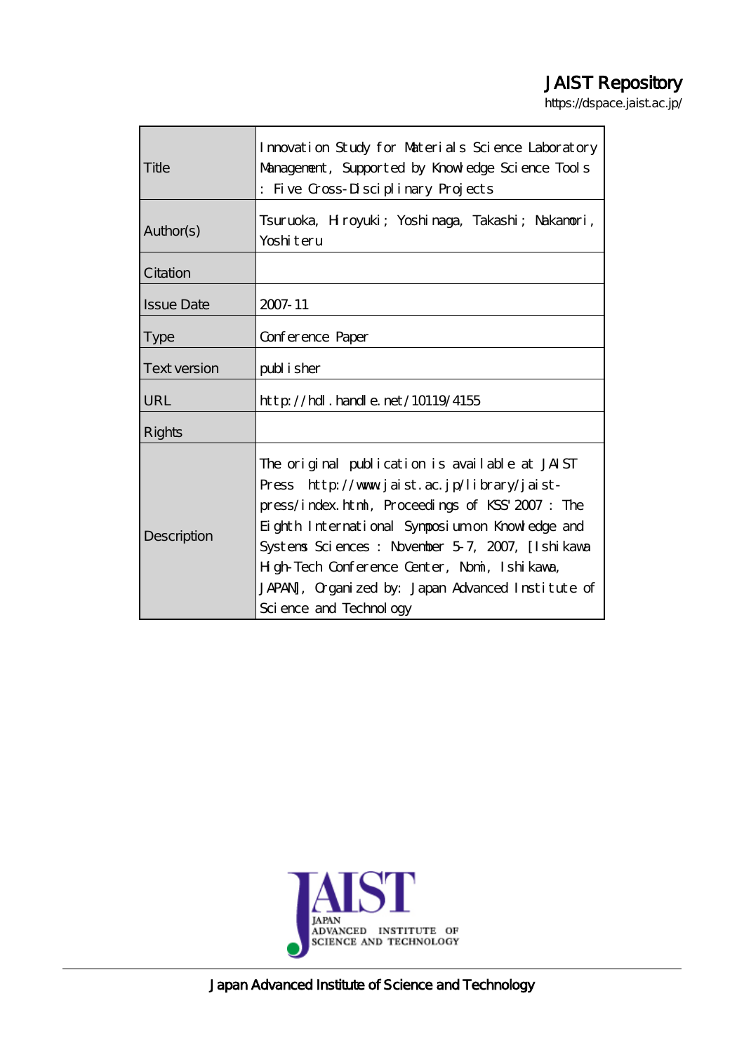JAIST Repository

https://dspace.jaist.ac.jp/

| | |
|---|---|
| Title | Innovation Study for Materials Science Laboratory Management, Supported by Knowledge Science Tools : Five Cross-Disciplinary Projects |
| Author(s) | Tsuruoka, Hiroyuki; Yoshinaga, Takashi; Nakamori, Yoshiteru |
| Citation | |
| Issue Date | 2007-11 |
| Type | Conference Paper |
| Text version | publisher |
| URL | http://hdl.handle.net/10119/4155 |
| Rights | |
| Description | The original publication is available at JAIST Press http://www.jaist.ac.jp/library/jaist-press/index.html, Proceedings of KSS'2007 : The Eighth International Symposium on Knowledge and Systems Sciences : November 5-7, 2007, [Ishikawa High-Tech Conference Center, Nomi, Ishikawa, JAPAN], Organized by: Japan Advanced Institute of Science and Technology |

Japan Advanced Institute of Science and Technology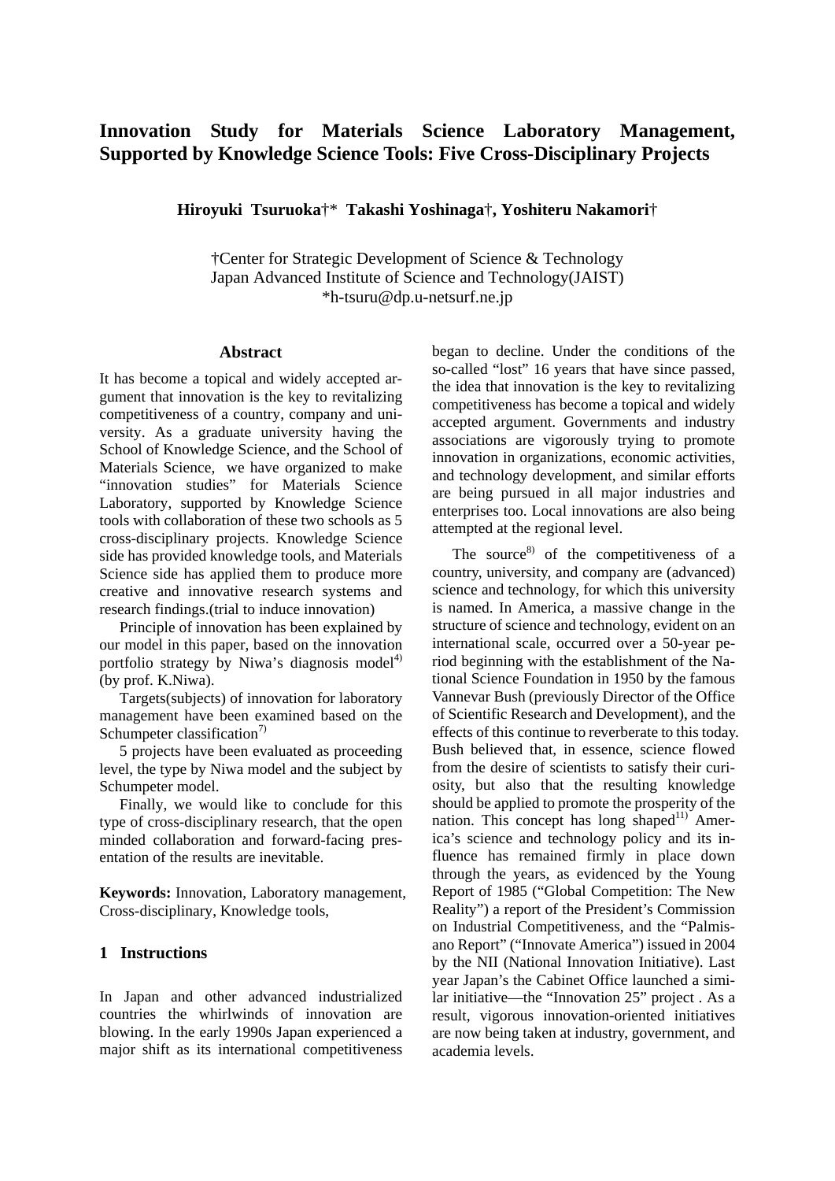# Innovation Study for Materials Science Laboratory Management, Supported by Knowledge Science Tools: Five Cross-Disciplinary Projects

**Hiroyuki Tsuruoka**†* **Takashi Yoshinaga**†**, Yoshiteru Nakamori**†

†Center for Strategic Development of Science & Technology
Japan Advanced Institute of Science and Technology(JAIST)
*h-tsuru@dp.u-netsurf.ne.jp

## Abstract

It has become a topical and widely accepted argument that innovation is the key to revitalizing competitiveness of a country, company and university. As a graduate university having the School of Knowledge Science, and the School of Materials Science, we have organized to make "innovation studies" for Materials Science Laboratory, supported by Knowledge Science tools with collaboration of these two schools as 5 cross-disciplinary projects. Knowledge Science side has provided knowledge tools, and Materials Science side has applied them to produce more creative and innovative research systems and research findings.(trial to induce innovation)

Principle of innovation has been explained by our model in this paper, based on the innovation portfolio strategy by Niwa's diagnosis model[4) (by prof. K.Niwa).

Targets(subjects) of innovation for laboratory management have been examined based on the Schumpeter classification[7)

5 projects have been evaluated as proceeding level, the type by Niwa model and the subject by Schumpeter model.

Finally, we would like to conclude for this type of cross-disciplinary research, that the open minded collaboration and forward-facing presentation of the results are inevitable.

**Keywords:** Innovation, Laboratory management, Cross-disciplinary, Knowledge tools,

## 1 Instructions

In Japan and other advanced industrialized countries the whirlwinds of innovation are blowing. In the early 1990s Japan experienced a major shift as its international competitiveness began to decline. Under the conditions of the so-called "lost" 16 years that have since passed, the idea that innovation is the key to revitalizing competitiveness has become a topical and widely accepted argument. Governments and industry associations are vigorously trying to promote innovation in organizations, economic activities, and technology development, and similar efforts are being pursued in all major industries and enterprises too. Local innovations are also being attempted at the regional level.

The source[8) of the competitiveness of a country, university, and company are (advanced) science and technology, for which this university is named. In America, a massive change in the structure of science and technology, evident on an international scale, occurred over a 50-year period beginning with the establishment of the National Science Foundation in 1950 by the famous Vannevar Bush (previously Director of the Office of Scientific Research and Development), and the effects of this continue to reverberate to this today. Bush believed that, in essence, science flowed from the desire of scientists to satisfy their curiosity, but also that the resulting knowledge should be applied to promote the prosperity of the nation. This concept has long shaped[11) America's science and technology policy and its influence has remained firmly in place down through the years, as evidenced by the Young Report of 1985 ("Global Competition: The New Reality") a report of the President's Commission on Industrial Competitiveness, and the "Palmisano Report" ("Innovate America") issued in 2004 by the NII (National Innovation Initiative). Last year Japan's the Cabinet Office launched a similar initiative—the "Innovation 25" project . As a result, vigorous innovation-oriented initiatives are now being taken at industry, government, and academia levels.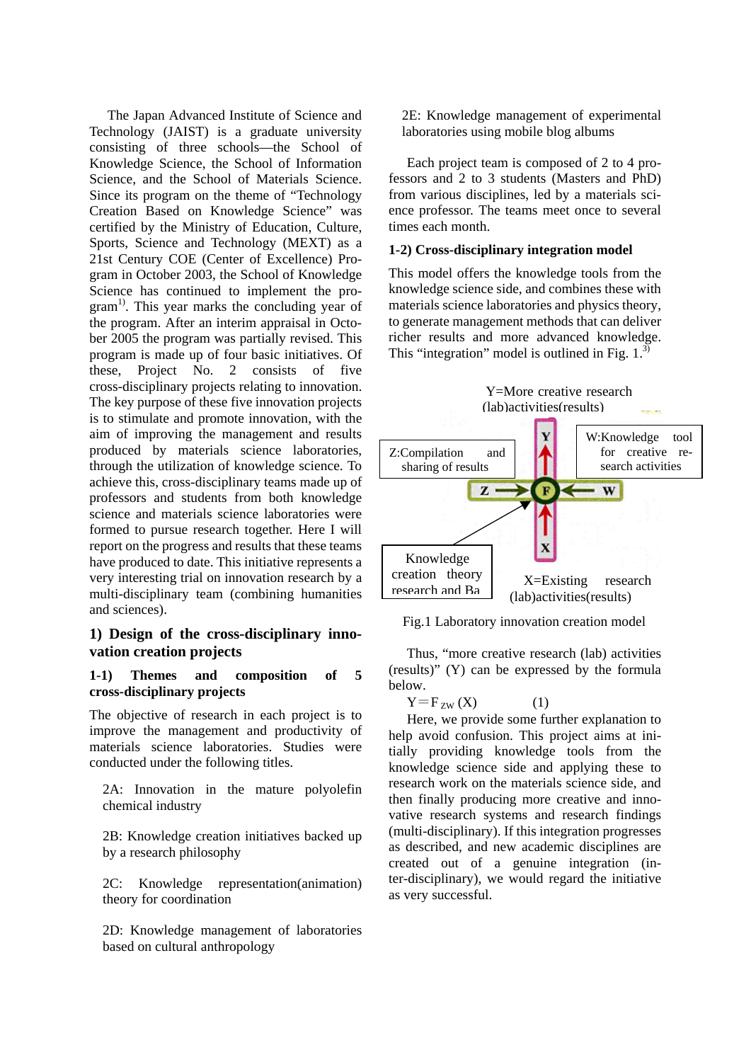The Japan Advanced Institute of Science and Technology (JAIST) is a graduate university consisting of three schools—the School of Knowledge Science, the School of Information Science, and the School of Materials Science. Since its program on the theme of "Technology Creation Based on Knowledge Science" was certified by the Ministry of Education, Culture, Sports, Science and Technology (MEXT) as a 21st Century COE (Center of Excellence) Program in October 2003, the School of Knowledge Science has continued to implement the program[1]. This year marks the concluding year of the program. After an interim appraisal in October 2005 the program was partially revised. This program is made up of four basic initiatives. Of these, Project No. 2 consists of five cross-disciplinary projects relating to innovation. The key purpose of these five innovation projects is to stimulate and promote innovation, with the aim of improving the management and results produced by materials science laboratories, through the utilization of knowledge science. To achieve this, cross-disciplinary teams made up of professors and students from both knowledge science and materials science laboratories were formed to pursue research together. Here I will report on the progress and results that these teams have produced to date. This initiative represents a very interesting trial on innovation research by a multi-disciplinary team (combining humanities and sciences).

## 1) Design of the cross-disciplinary innovation creation projects

### 1-1) Themes and composition of 5 cross-disciplinary projects

The objective of research in each project is to improve the management and productivity of materials science laboratories. Studies were conducted under the following titles.

2A: Innovation in the mature polyolefin chemical industry

2B: Knowledge creation initiatives backed up by a research philosophy

2C: Knowledge representation(animation) theory for coordination

2D: Knowledge management of laboratories based on cultural anthropology

2E: Knowledge management of experimental laboratories using mobile blog albums

Each project team is composed of 2 to 4 professors and 2 to 3 students (Masters and PhD) from various disciplines, led by a materials science professor. The teams meet once to several times each month.

### 1-2) Cross-disciplinary integration model

This model offers the knowledge tools from the knowledge science side, and combines these with materials science laboratories and physics theory, to generate management methods that can deliver richer results and more advanced knowledge. This "integration" model is outlined in Fig. 1.[3]

Y=More creative research (lab)activities(results)

Z:Compilation and sharing of results

W:Knowledge tool for creative research activities

Knowledge creation theory research and Ba

X=Existing research (lab)activities(results)

Fig.1 Laboratory innovation creation model

Thus, "more creative research (lab) activities (results)" (Y) can be expressed by the formula below.

$$Y = F_{ZW}(X) \qquad (1)$$

Here, we provide some further explanation to help avoid confusion. This project aims at initially providing knowledge tools from the knowledge science side and applying these to research work on the materials science side, and then finally producing more creative and innovative research systems and research findings (multi-disciplinary). If this integration progresses as described, and new academic disciplines are created out of a genuine integration (inter-disciplinary), we would regard the initiative as very successful.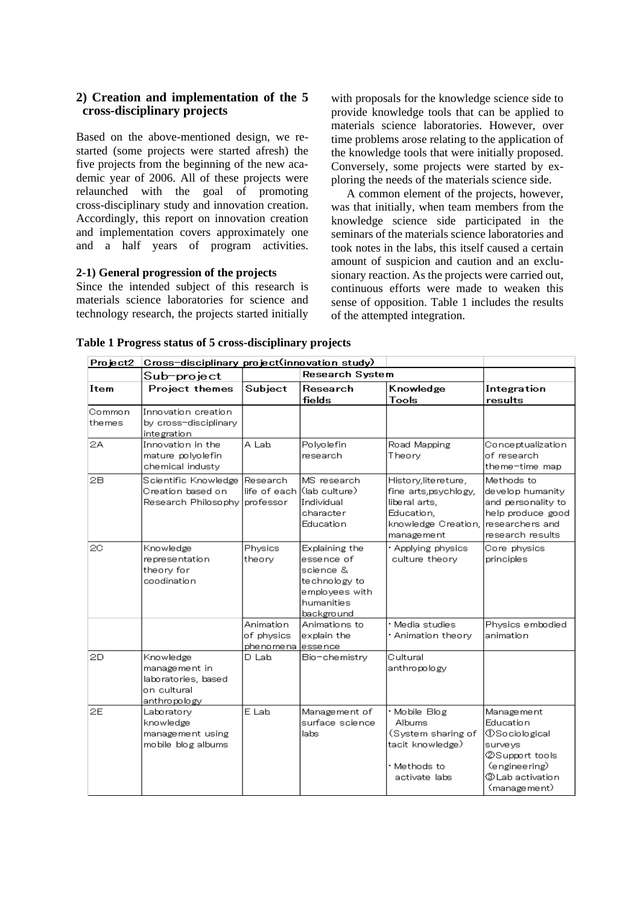### 2) Creation and implementation of the 5 cross-disciplinary projects

Based on the above-mentioned design, we re-started (some projects were started afresh) the five projects from the beginning of the new academic year of 2006. All of these projects were relaunched with the goal of promoting cross-disciplinary study and innovation creation. Accordingly, this report on innovation creation and implementation covers approximately one and a half years of program activities.

#### 2-1) General progression of the projects

Since the intended subject of this research is materials science laboratories for science and technology research, the projects started initially with proposals for the knowledge science side to provide knowledge tools that can be applied to materials science laboratories. However, over time problems arose relating to the application of the knowledge tools that were initially proposed. Conversely, some projects were started by exploring the needs of the materials science side.

A common element of the projects, however, was that initially, when team members from the knowledge science side participated in the seminars of the materials science laboratories and took notes in the labs, this itself caused a certain amount of suspicion and caution and an exclusionary reaction. As the projects were carried out, continuous efforts were made to weaken this sense of opposition. Table 1 includes the results of the attempted integration.

**Table 1 Progress status of 5 cross-disciplinary projects**

| Project2 | Cross-disciplinary project(innovation study) | | | | |
|---|---|---|---|---|---|
| | Sub-project | Research System | | | |
| Item | Project themes | Subject | Research fields | Knowledge Tools | Integration results |
| Common themes | Innovation creation by cross-disciplinary integration | | | | |
| 2A | Innovation in the mature polyolefin chemical industy | A Lab. | Polyolefin research | Road Mapping Theory | Conceptualization of research theme-time map |
| 2B | Scientific Knowledge Creation based on Research Philosophy | Research life of each professor | MS research (lab culture) Individual character Education | History,litereture, fine arts,psychlogy, liberal arts, Education, knowledge Creation, management | Methods to develop humanity and personality to help produce good researchers and research results |
| 2C | Knowledge representation theory for coodination | Physics theory | Explaining the essence of science & technology to employees with humanities background | ･Applying physics culture theory | Core physics principles |
| | | Animation of physics phenomena | Animations to explain the essence | ･Media studies<br>･Animation theory | Physics embodied animation |
| 2D | Knowledge management in laboratories, based on cultural anthropology | D Lab. | Bio-chemistry | Cultural anthropology | |
| 2E | Laboratory knowledge management using mobile blog albums | E Lab. | Management of surface science labs | ･Mobile Blog Albums (System sharing of tacit knowledge)<br>･Methods to activate labs | Management Education<br>①Sociological surveys<br>②Support tools (engineering)<br>③Lab activation (management) |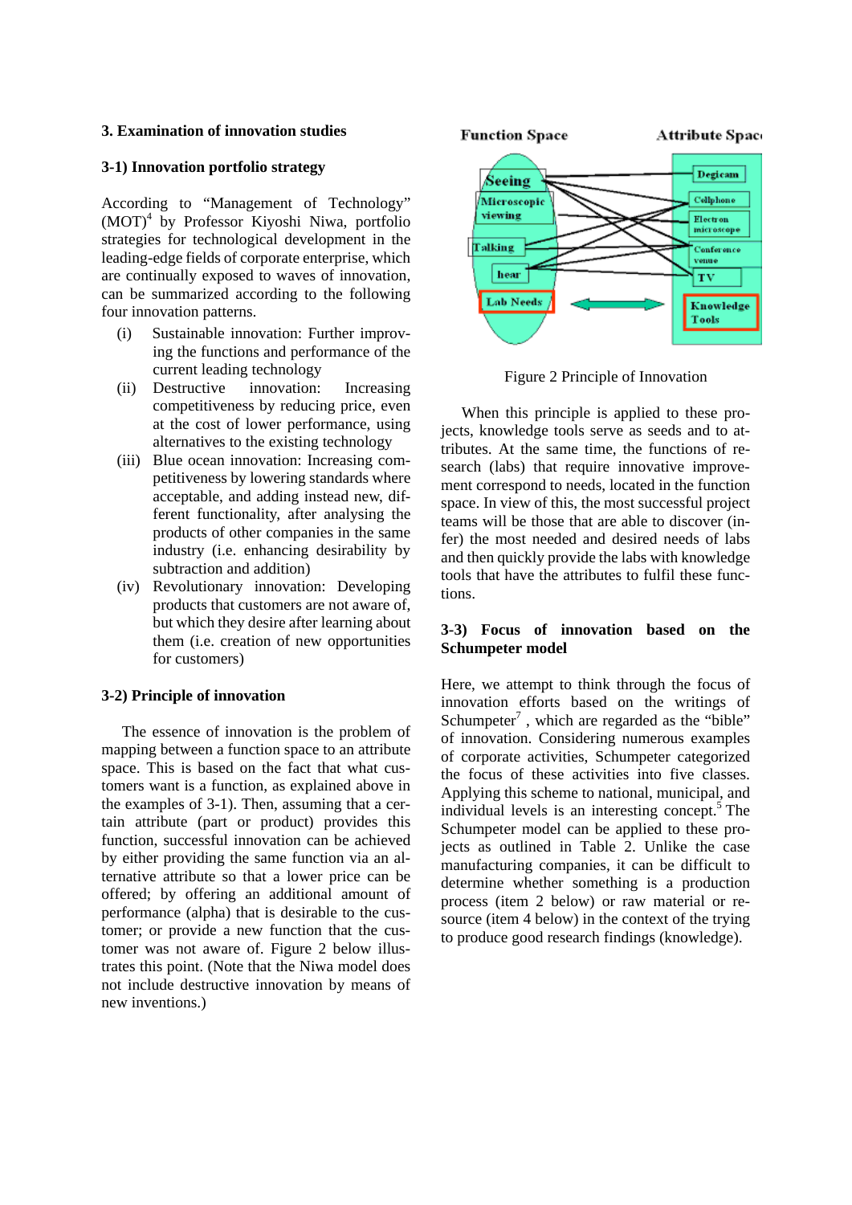## 3. Examination of innovation studies

### 3-1) Innovation portfolio strategy

According to "Management of Technology" (MOT)[4] by Professor Kiyoshi Niwa, portfolio strategies for technological development in the leading-edge fields of corporate enterprise, which are continually exposed to waves of innovation, can be summarized according to the following four innovation patterns.

(i) Sustainable innovation: Further improving the functions and performance of the current leading technology

(ii) Destructive innovation: Increasing competitiveness by reducing price, even at the cost of lower performance, using alternatives to the existing technology

(iii) Blue ocean innovation: Increasing competitiveness by lowering standards where acceptable, and adding instead new, different functionality, after analysing the products of other companies in the same industry (i.e. enhancing desirability by subtraction and addition)

(iv) Revolutionary innovation: Developing products that customers are not aware of, but which they desire after learning about them (i.e. creation of new opportunities for customers)

### 3-2) Principle of innovation

The essence of innovation is the problem of mapping between a function space to an attribute space. This is based on the fact that what customers want is a function, as explained above in the examples of 3-1). Then, assuming that a certain attribute (part or product) provides this function, successful innovation can be achieved by either providing the same function via an alternative attribute so that a lower price can be offered; by offering an additional amount of performance (alpha) that is desirable to the customer; or provide a new function that the customer was not aware of. Figure 2 below illustrates this point. (Note that the Niwa model does not include destructive innovation by means of new inventions.)

Figure 2 Principle of Innovation

When this principle is applied to these projects, knowledge tools serve as seeds and to attributes. At the same time, the functions of research (labs) that require innovative improvement correspond to needs, located in the function space. In view of this, the most successful project teams will be those that are able to discover (infer) the most needed and desired needs of labs and then quickly provide the labs with knowledge tools that have the attributes to fulfil these functions.

### 3-3) Focus of innovation based on the Schumpeter model

Here, we attempt to think through the focus of innovation efforts based on the writings of Schumpeter[7] , which are regarded as the "bible" of innovation. Considering numerous examples of corporate activities, Schumpeter categorized the focus of these activities into five classes. Applying this scheme to national, municipal, and individual levels is an interesting concept.[5] The Schumpeter model can be applied to these projects as outlined in Table 2. Unlike the case manufacturing companies, it can be difficult to determine whether something is a production process (item 2 below) or raw material or resource (item 4 below) in the context of the trying to produce good research findings (knowledge).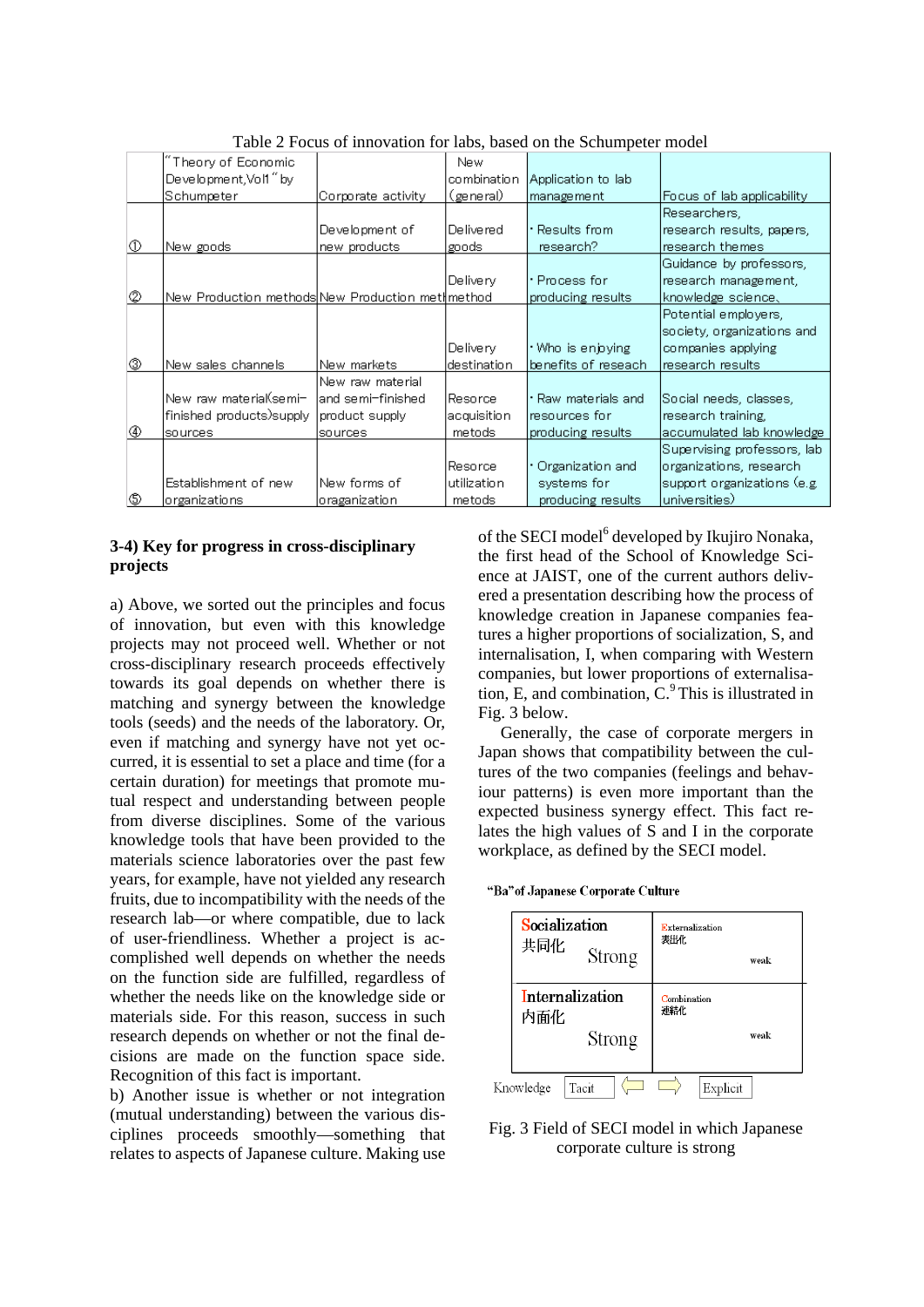Table 2 Focus of innovation for labs, based on the Schumpeter model

| | "Theory of Economic Development,Vol1" by Schumpeter | Corporate activity | New combination (general) | Application to lab management | Focus of lab applicability |
|---|---|---|---|---|---|
| ① | New goods | Development of new products | Delivered goods | · Results from research? | Researchers, research results, papers, research themes |
| ② | New Production methods | New Production method | Delivery method | · Process for producing results | Guidance by professors, research management, knowledge science、 |
| ③ | New sales channels | New markets | Delivery destination | · Who is enjoying benefits of reseach | Potential employers, society, organizations and companies applying research results |
| ④ | New raw material(semi-finished products)supply sources | New raw material and semi-finished product supply sources | Resorce acquisition metods | · Raw materials and resources for producing results | Social needs, classes, research training, accumulated lab knowledge |
| ⑤ | Establishment of new organizations | New forms of oraganization | Resorce utilization metods | · Organization and systems for producing results | Supervising professors, lab organizations, research support organizations (e.g universities) |

### 3-4) Key for progress in cross-disciplinary projects

a) Above, we sorted out the principles and focus of innovation, but even with this knowledge projects may not proceed well. Whether or not cross-disciplinary research proceeds effectively towards its goal depends on whether there is matching and synergy between the knowledge tools (seeds) and the needs of the laboratory. Or, even if matching and synergy have not yet occurred, it is essential to set a place and time (for a certain duration) for meetings that promote mutual respect and understanding between people from diverse disciplines. Some of the various knowledge tools that have been provided to the materials science laboratories over the past few years, for example, have not yielded any research fruits, due to incompatibility with the needs of the research lab—or where compatible, due to lack of user-friendliness. Whether a project is accomplished well depends on whether the needs on the function side are fulfilled, regardless of whether the needs like on the knowledge side or materials side. For this reason, success in such research depends on whether or not the final decisions are made on the function space side. Recognition of this fact is important.

b) Another issue is whether or not integration (mutual understanding) between the various disciplines proceeds smoothly—something that relates to aspects of Japanese culture. Making use of the SECI model[6] developed by Ikujiro Nonaka, the first head of the School of Knowledge Science at JAIST, one of the current authors delivered a presentation describing how the process of knowledge creation in Japanese companies features a higher proportions of socialization, S, and internalisation, I, when comparing with Western companies, but lower proportions of externalisation, E, and combination, C.[9] This is illustrated in Fig. 3 below.

Generally, the case of corporate mergers in Japan shows that compatibility between the cultures of the two companies (feelings and behaviour patterns) is even more important than the expected business synergy effect. This fact relates the high values of S and I in the corporate workplace, as defined by the SECI model.

**"Ba" of Japanese Corporate Culture**

| Socialization 共同化 Strong | Externalization 表出化 weak |
|---|---|
| Internalization 内面化 Strong | Combination 連結化 weak |

Knowledge: Tacit ⇦ ⇨ Explicit

Fig. 3 Field of SECI model in which Japanese corporate culture is strong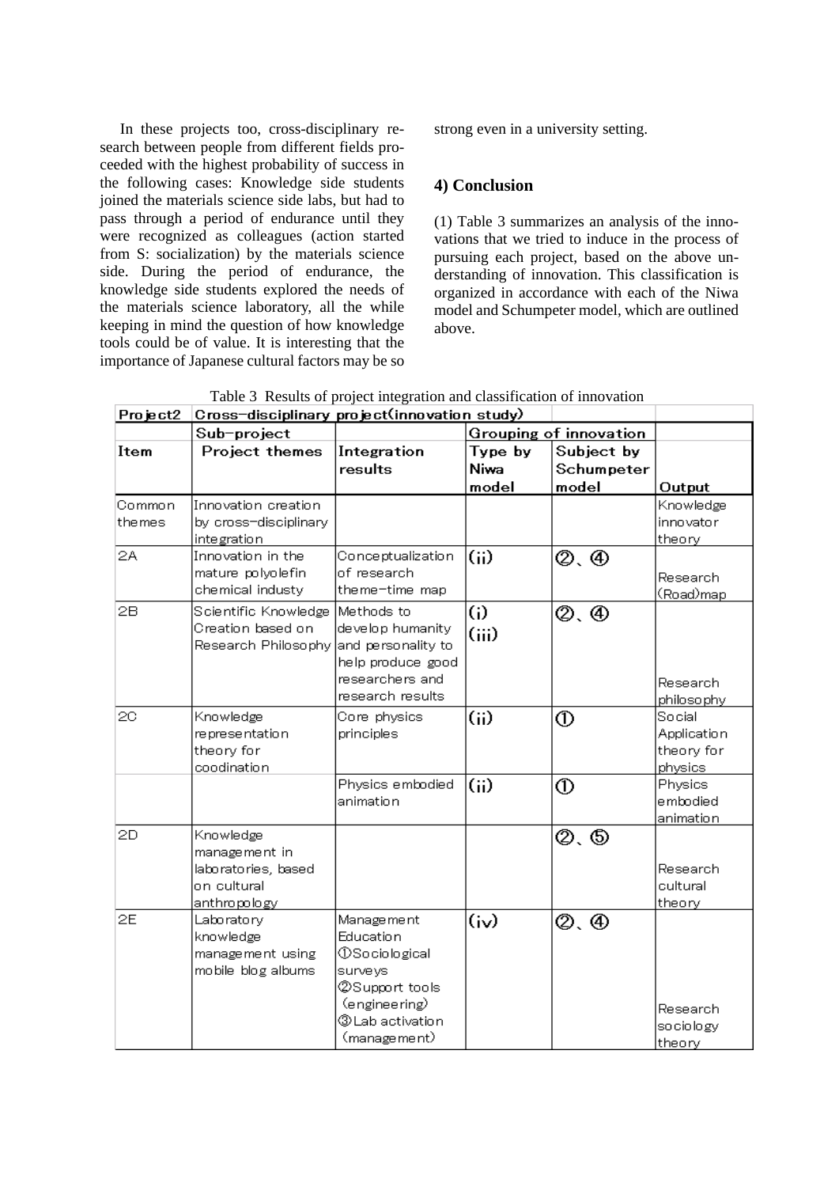In these projects too, cross-disciplinary research between people from different fields proceeded with the highest probability of success in the following cases: Knowledge side students joined the materials science side labs, but had to pass through a period of endurance until they were recognized as colleagues (action started from S: socialization) by the materials science side. During the period of endurance, the knowledge side students explored the needs of the materials science laboratory, all the while keeping in mind the question of how knowledge tools could be of value. It is interesting that the importance of Japanese cultural factors may be so strong even in a university setting.

## 4) Conclusion

(1) Table 3 summarizes an analysis of the innovations that we tried to induce in the process of pursuing each project, based on the above understanding of innovation. This classification is organized in accordance with each of the Niwa model and Schumpeter model, which are outlined above.

Table 3 Results of project integration and classification of innovation

| Project2 | Cross-disciplinary project(innovation study) | | | | |
|---|---|---|---|---|---|
| | Sub-project | | Grouping of innovation | | |
| Item | Project themes | Integration results | Type by Niwa model | Subject by Schumpeter model | Output |
| Common themes | Innovation creation by cross-disciplinary integration | | | | Knowledge innovator theory |
| 2A | Innovation in the mature polyolefin chemical industy | Conceptualization of research theme-time map | (ii) | ②、④ | Research (Road)map |
| 2B | Scientific Knowledge Creation based on Research Philosophy | Methods to develop humanity and personality to help produce good researchers and research results | (i) (iii) | ②、④ | Research philosophy |
| 2C | Knowledge representation theory for coodination | Core physics principles | (ii) | ① | Social Application theory for physics |
| | | Physics embodied animation | (ii) | ① | Physics embodied animation |
| 2D | Knowledge management in laboratories, based on cultural anthropology | | | ②、⑤ | Research cultural theory |
| 2E | Laboratory knowledge management using mobile blog albums | Management Education ①Sociological surveys ②Support tools (engineering) ③Lab activation (management) | (iv) | ②、④ | Research sociology theory |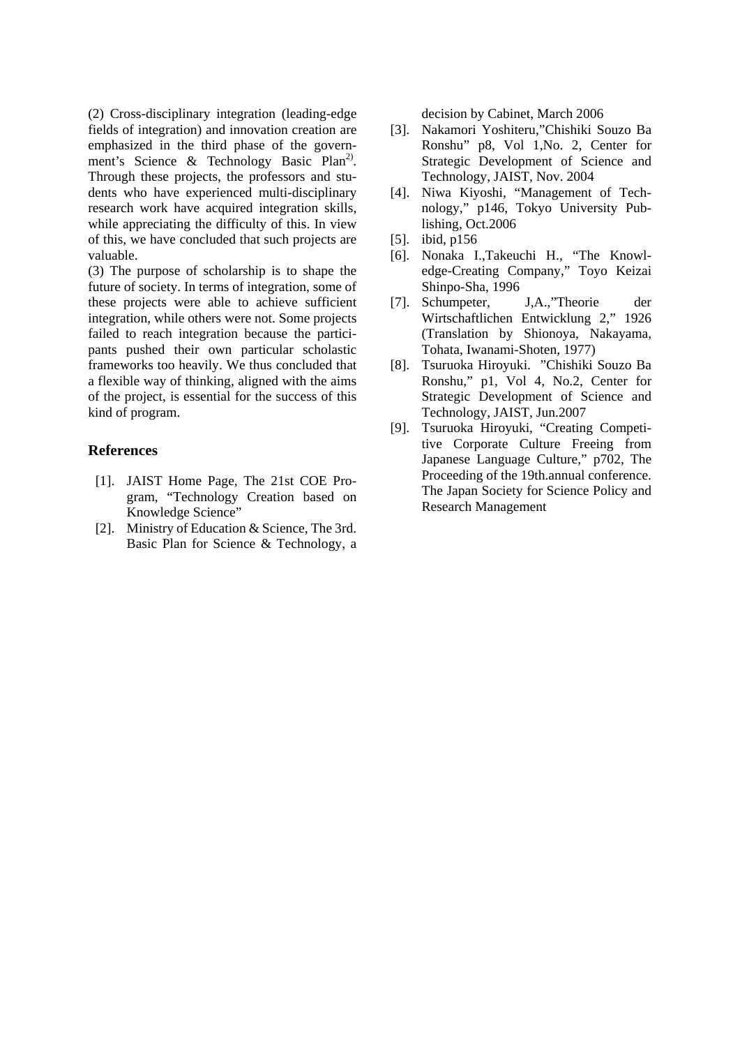(2) Cross-disciplinary integration (leading-edge fields of integration) and innovation creation are emphasized in the third phase of the government's Science & Technology Basic Plan[2)]. Through these projects, the professors and students who have experienced multi-disciplinary research work have acquired integration skills, while appreciating the difficulty of this. In view of this, we have concluded that such projects are valuable.

(3) The purpose of scholarship is to shape the future of society. In terms of integration, some of these projects were able to achieve sufficient integration, while others were not. Some projects failed to reach integration because the participants pushed their own particular scholastic frameworks too heavily. We thus concluded that a flexible way of thinking, aligned with the aims of the project, is essential for the success of this kind of program.

## References

[1]. JAIST Home Page, The 21st COE Program, "Technology Creation based on Knowledge Science"

[2]. Ministry of Education & Science, The 3rd. Basic Plan for Science & Technology, a decision by Cabinet, March 2006

[3]. Nakamori Yoshiteru,"Chishiki Souzo Ba Ronshu" p8, Vol 1,No. 2, Center for Strategic Development of Science and Technology, JAIST, Nov. 2004

[4]. Niwa Kiyoshi, "Management of Technology," p146, Tokyo University Publishing, Oct.2006

[5]. ibid, p156

[6]. Nonaka I.,Takeuchi H., "The Knowledge-Creating Company," Toyo Keizai Shinpo-Sha, 1996

[7]. Schumpeter, J,A.,"Theorie der Wirtschaftlichen Entwicklung 2," 1926 (Translation by Shionoya, Nakayama, Tohata, Iwanami-Shoten, 1977)

[8]. Tsuruoka Hiroyuki. "Chishiki Souzo Ba Ronshu," p1, Vol 4, No.2, Center for Strategic Development of Science and Technology, JAIST, Jun.2007

[9]. Tsuruoka Hiroyuki, "Creating Competitive Corporate Culture Freeing from Japanese Language Culture," p702, The Proceeding of the 19th.annual conference. The Japan Society for Science Policy and Research Management